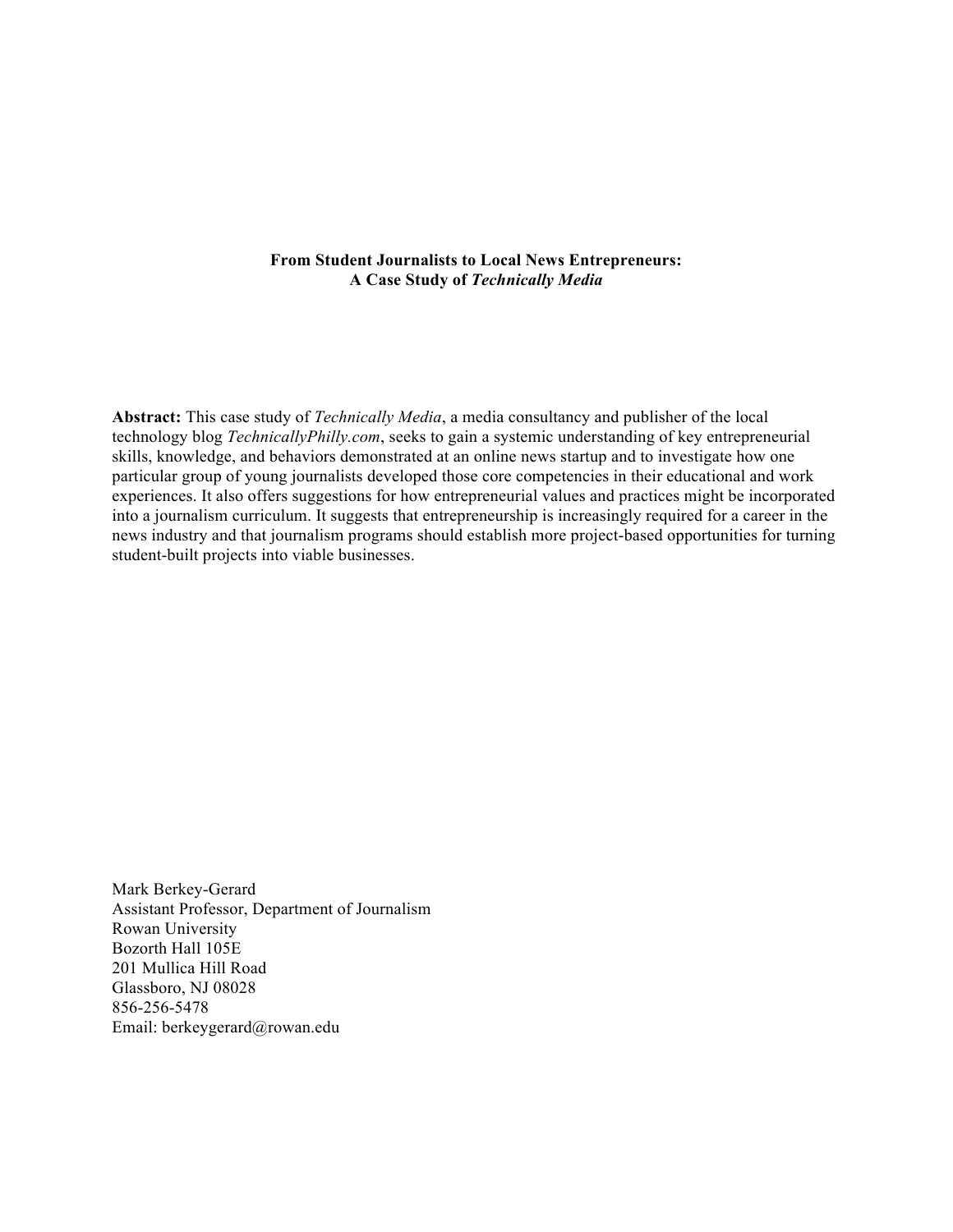# From Student Journalists to Local News Entrepreneurs: A Case Study of *Technically Media*

**Abstract:** This case study of *Technically Media*, a media consultancy and publisher of the local technology blog *TechnicallyPhilly.com*, seeks to gain a systemic understanding of key entrepreneurial skills, knowledge, and behaviors demonstrated at an online news startup and to investigate how one particular group of young journalists developed those core competencies in their educational and work experiences. It also offers suggestions for how entrepreneurial values and practices might be incorporated into a journalism curriculum. It suggests that entrepreneurship is increasingly required for a career in the news industry and that journalism programs should establish more project-based opportunities for turning student-built projects into viable businesses.

Mark Berkey-Gerard
Assistant Professor, Department of Journalism
Rowan University
Bozorth Hall 105E
201 Mullica Hill Road
Glassboro, NJ 08028
856-256-5478
Email: berkeygerard@rowan.edu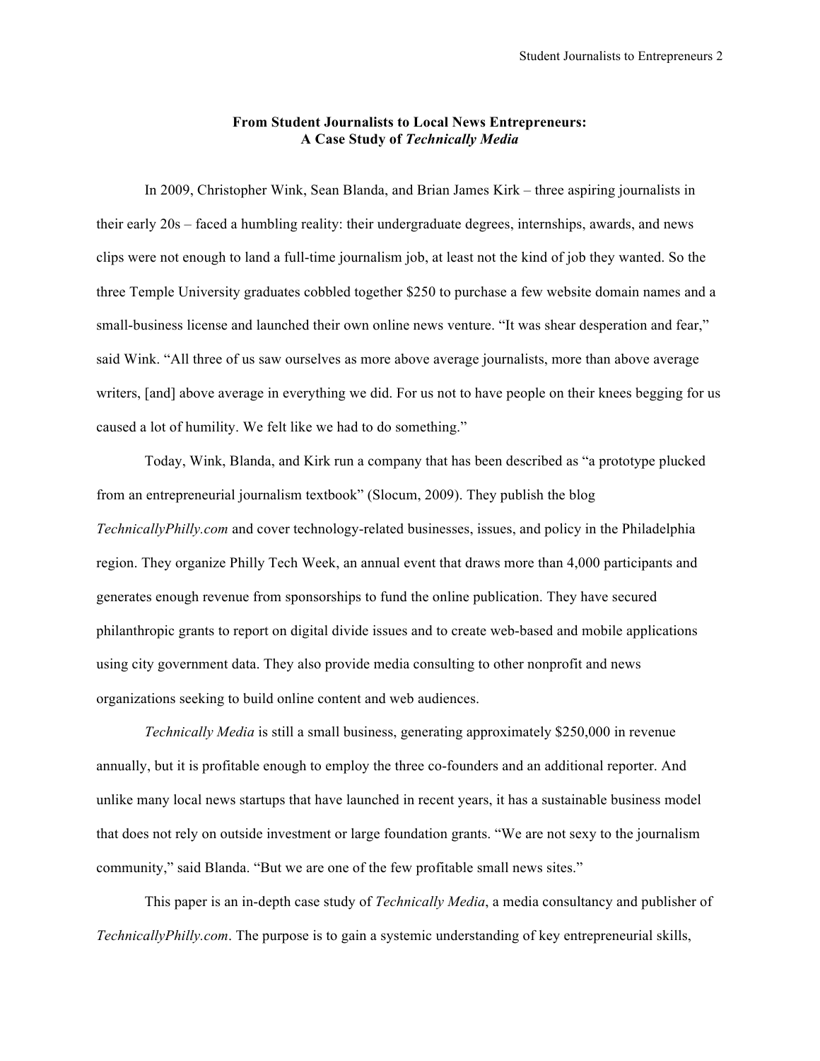**From Student Journalists to Local News Entrepreneurs:**
**A Case Study of *Technically Media***

In 2009, Christopher Wink, Sean Blanda, and Brian James Kirk – three aspiring journalists in their early 20s – faced a humbling reality: their undergraduate degrees, internships, awards, and news clips were not enough to land a full-time journalism job, at least not the kind of job they wanted. So the three Temple University graduates cobbled together $250 to purchase a few website domain names and a small-business license and launched their own online news venture. "It was shear desperation and fear," said Wink. "All three of us saw ourselves as more above average journalists, more than above average writers, [and] above average in everything we did. For us not to have people on their knees begging for us caused a lot of humility. We felt like we had to do something."

Today, Wink, Blanda, and Kirk run a company that has been described as "a prototype plucked from an entrepreneurial journalism textbook" (Slocum, 2009). They publish the blog *TechnicallyPhilly.com* and cover technology-related businesses, issues, and policy in the Philadelphia region. They organize Philly Tech Week, an annual event that draws more than 4,000 participants and generates enough revenue from sponsorships to fund the online publication. They have secured philanthropic grants to report on digital divide issues and to create web-based and mobile applications using city government data. They also provide media consulting to other nonprofit and news organizations seeking to build online content and web audiences.

*Technically Media* is still a small business, generating approximately $250,000 in revenue annually, but it is profitable enough to employ the three co-founders and an additional reporter. And unlike many local news startups that have launched in recent years, it has a sustainable business model that does not rely on outside investment or large foundation grants. "We are not sexy to the journalism community," said Blanda. "But we are one of the few profitable small news sites."

This paper is an in-depth case study of *Technically Media*, a media consultancy and publisher of *TechnicallyPhilly.com*. The purpose is to gain a systemic understanding of key entrepreneurial skills,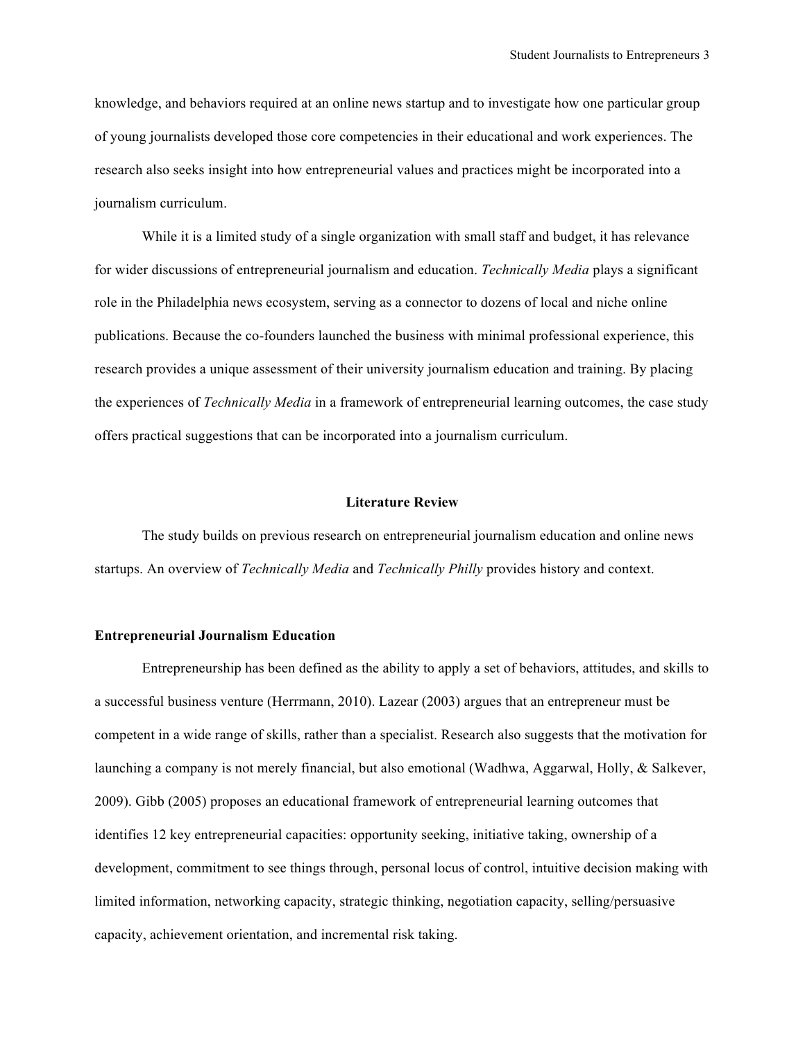knowledge, and behaviors required at an online news startup and to investigate how one particular group of young journalists developed those core competencies in their educational and work experiences. The research also seeks insight into how entrepreneurial values and practices might be incorporated into a journalism curriculum.

While it is a limited study of a single organization with small staff and budget, it has relevance for wider discussions of entrepreneurial journalism and education. *Technically Media* plays a significant role in the Philadelphia news ecosystem, serving as a connector to dozens of local and niche online publications. Because the co-founders launched the business with minimal professional experience, this research provides a unique assessment of their university journalism education and training. By placing the experiences of *Technically Media* in a framework of entrepreneurial learning outcomes, the case study offers practical suggestions that can be incorporated into a journalism curriculum.

## Literature Review

The study builds on previous research on entrepreneurial journalism education and online news startups. An overview of *Technically Media* and *Technically Philly* provides history and context.

### Entrepreneurial Journalism Education

Entrepreneurship has been defined as the ability to apply a set of behaviors, attitudes, and skills to a successful business venture (Herrmann, 2010). Lazear (2003) argues that an entrepreneur must be competent in a wide range of skills, rather than a specialist. Research also suggests that the motivation for launching a company is not merely financial, but also emotional (Wadhwa, Aggarwal, Holly, & Salkever, 2009). Gibb (2005) proposes an educational framework of entrepreneurial learning outcomes that identifies 12 key entrepreneurial capacities: opportunity seeking, initiative taking, ownership of a development, commitment to see things through, personal locus of control, intuitive decision making with limited information, networking capacity, strategic thinking, negotiation capacity, selling/persuasive capacity, achievement orientation, and incremental risk taking.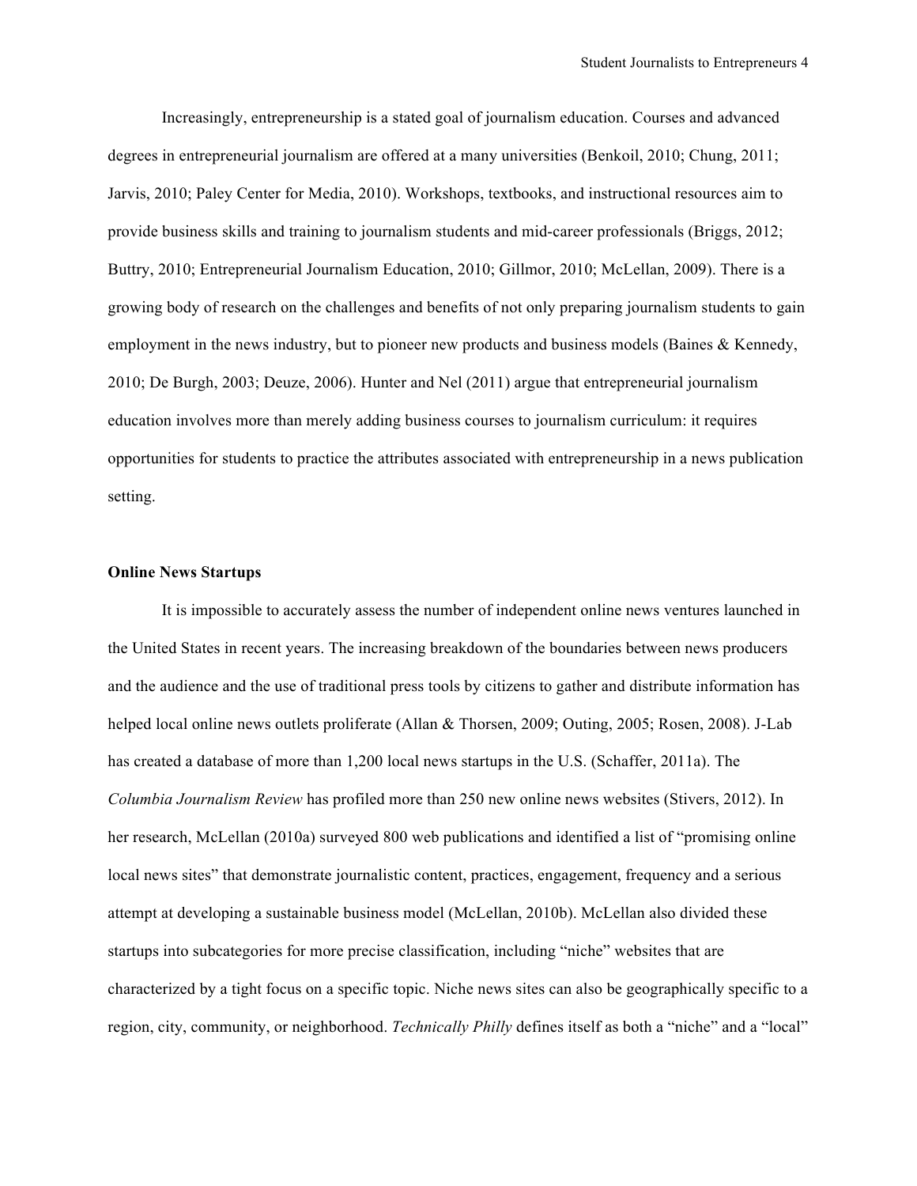Increasingly, entrepreneurship is a stated goal of journalism education. Courses and advanced degrees in entrepreneurial journalism are offered at a many universities (Benkoil, 2010; Chung, 2011; Jarvis, 2010; Paley Center for Media, 2010). Workshops, textbooks, and instructional resources aim to provide business skills and training to journalism students and mid-career professionals (Briggs, 2012; Buttry, 2010; Entrepreneurial Journalism Education, 2010; Gillmor, 2010; McLellan, 2009). There is a growing body of research on the challenges and benefits of not only preparing journalism students to gain employment in the news industry, but to pioneer new products and business models (Baines & Kennedy, 2010; De Burgh, 2003; Deuze, 2006). Hunter and Nel (2011) argue that entrepreneurial journalism education involves more than merely adding business courses to journalism curriculum: it requires opportunities for students to practice the attributes associated with entrepreneurship in a news publication setting.

**Online News Startups**

It is impossible to accurately assess the number of independent online news ventures launched in the United States in recent years. The increasing breakdown of the boundaries between news producers and the audience and the use of traditional press tools by citizens to gather and distribute information has helped local online news outlets proliferate (Allan & Thorsen, 2009; Outing, 2005; Rosen, 2008). J-Lab has created a database of more than 1,200 local news startups in the U.S. (Schaffer, 2011a). The *Columbia Journalism Review* has profiled more than 250 new online news websites (Stivers, 2012). In her research, McLellan (2010a) surveyed 800 web publications and identified a list of "promising online local news sites" that demonstrate journalistic content, practices, engagement, frequency and a serious attempt at developing a sustainable business model (McLellan, 2010b). McLellan also divided these startups into subcategories for more precise classification, including "niche" websites that are characterized by a tight focus on a specific topic. Niche news sites can also be geographically specific to a region, city, community, or neighborhood. *Technically Philly* defines itself as both a "niche" and a "local"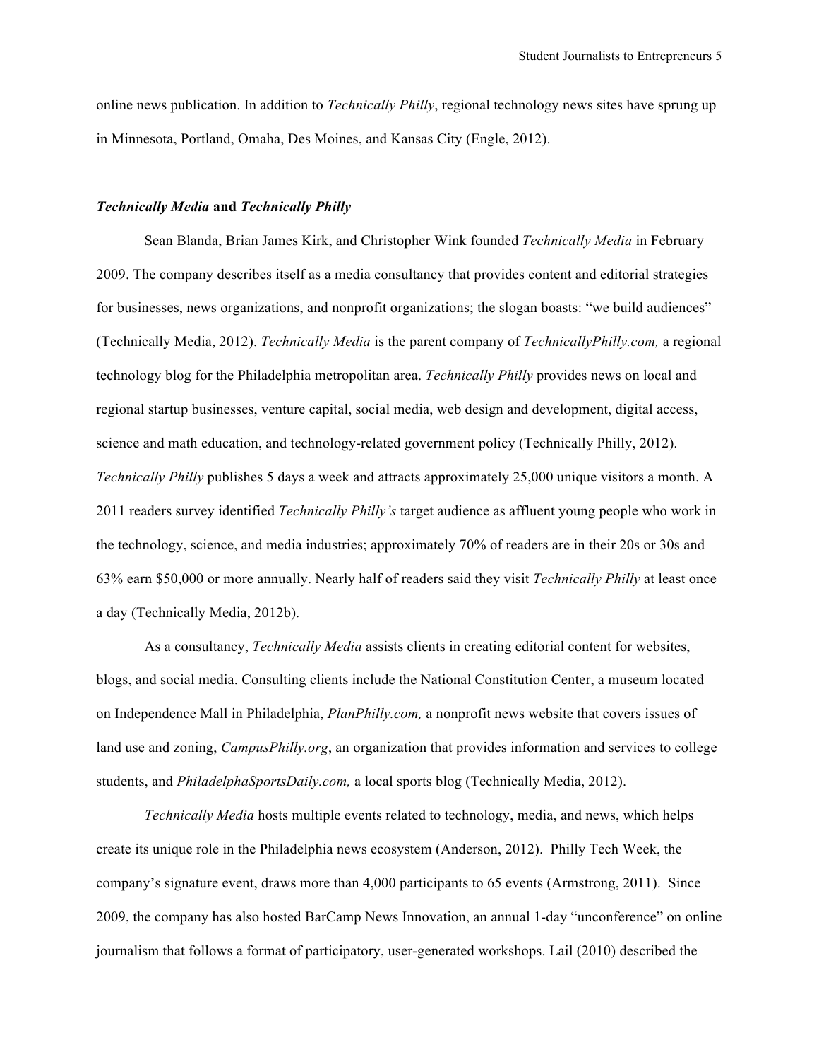online news publication. In addition to *Technically Philly*, regional technology news sites have sprung up in Minnesota, Portland, Omaha, Des Moines, and Kansas City (Engle, 2012).

### ***Technically Media* and *Technically Philly***

Sean Blanda, Brian James Kirk, and Christopher Wink founded *Technically Media* in February 2009. The company describes itself as a media consultancy that provides content and editorial strategies for businesses, news organizations, and nonprofit organizations; the slogan boasts: "we build audiences" (Technically Media, 2012). *Technically Media* is the parent company of *TechnicallyPhilly.com,* a regional technology blog for the Philadelphia metropolitan area. *Technically Philly* provides news on local and regional startup businesses, venture capital, social media, web design and development, digital access, science and math education, and technology-related government policy (Technically Philly, 2012). *Technically Philly* publishes 5 days a week and attracts approximately 25,000 unique visitors a month. A 2011 readers survey identified *Technically Philly's* target audience as affluent young people who work in the technology, science, and media industries; approximately 70% of readers are in their 20s or 30s and 63% earn $50,000 or more annually. Nearly half of readers said they visit *Technically Philly* at least once a day (Technically Media, 2012b).

As a consultancy, *Technically Media* assists clients in creating editorial content for websites, blogs, and social media. Consulting clients include the National Constitution Center, a museum located on Independence Mall in Philadelphia, *PlanPhilly.com,* a nonprofit news website that covers issues of land use and zoning, *CampusPhilly.org*, an organization that provides information and services to college students, and *PhiladelphaSportsDaily.com,* a local sports blog (Technically Media, 2012).

*Technically Media* hosts multiple events related to technology, media, and news, which helps create its unique role in the Philadelphia news ecosystem (Anderson, 2012). Philly Tech Week, the company's signature event, draws more than 4,000 participants to 65 events (Armstrong, 2011). Since 2009, the company has also hosted BarCamp News Innovation, an annual 1-day "unconference" on online journalism that follows a format of participatory, user-generated workshops. Lail (2010) described the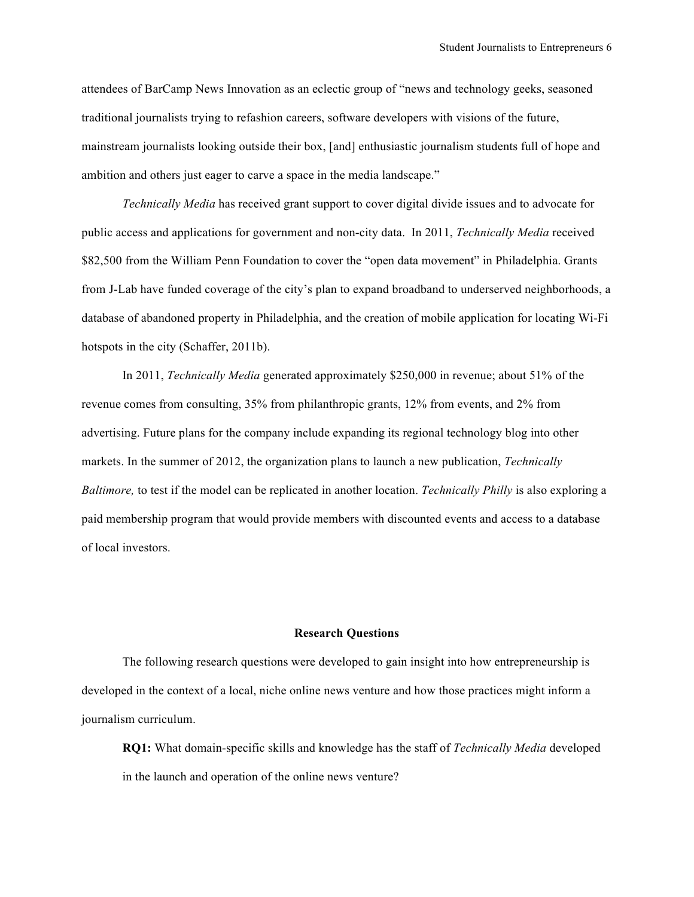attendees of BarCamp News Innovation as an eclectic group of "news and technology geeks, seasoned traditional journalists trying to refashion careers, software developers with visions of the future, mainstream journalists looking outside their box, [and] enthusiastic journalism students full of hope and ambition and others just eager to carve a space in the media landscape."

*Technically Media* has received grant support to cover digital divide issues and to advocate for public access and applications for government and non-city data. In 2011, *Technically Media* received $82,500 from the William Penn Foundation to cover the "open data movement" in Philadelphia. Grants from J-Lab have funded coverage of the city's plan to expand broadband to underserved neighborhoods, a database of abandoned property in Philadelphia, and the creation of mobile application for locating Wi-Fi hotspots in the city (Schaffer, 2011b).

In 2011, *Technically Media* generated approximately $250,000 in revenue; about 51% of the revenue comes from consulting, 35% from philanthropic grants, 12% from events, and 2% from advertising. Future plans for the company include expanding its regional technology blog into other markets. In the summer of 2012, the organization plans to launch a new publication, *Technically Baltimore,* to test if the model can be replicated in another location. *Technically Philly* is also exploring a paid membership program that would provide members with discounted events and access to a database of local investors.

## Research Questions

The following research questions were developed to gain insight into how entrepreneurship is developed in the context of a local, niche online news venture and how those practices might inform a journalism curriculum.

**RQ1:** What domain-specific skills and knowledge has the staff of *Technically Media* developed in the launch and operation of the online news venture?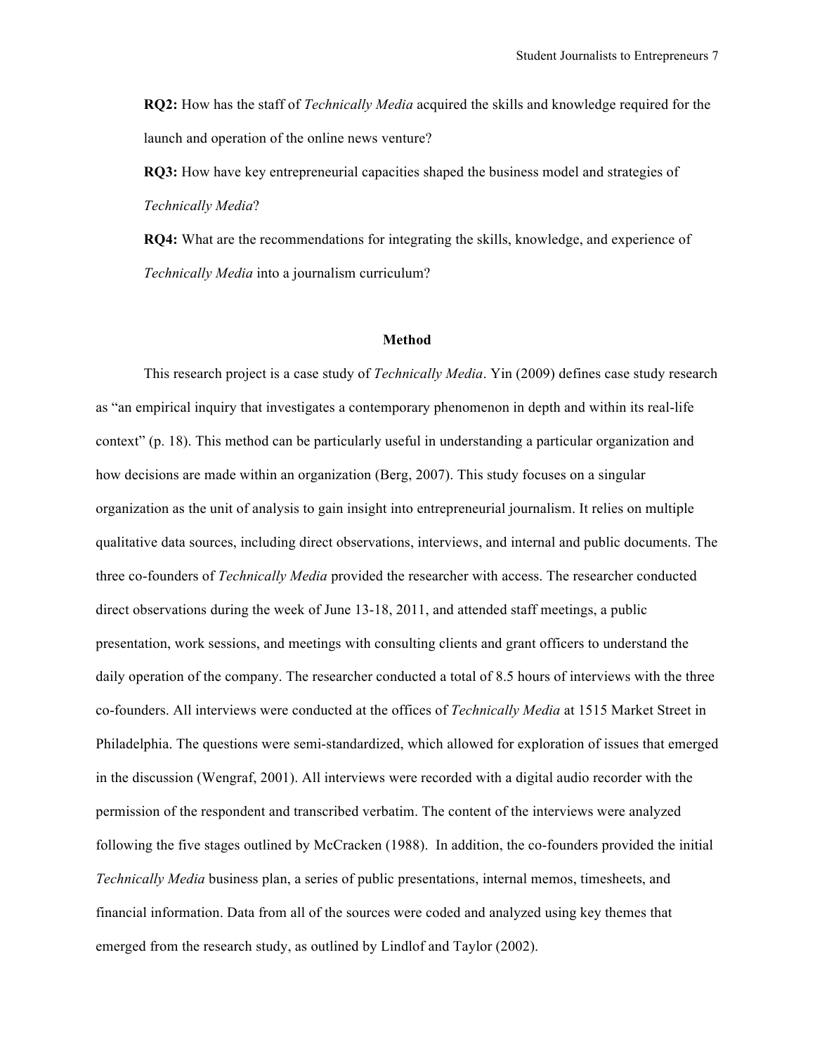**RQ2:** How has the staff of *Technically Media* acquired the skills and knowledge required for the launch and operation of the online news venture?

**RQ3:** How have key entrepreneurial capacities shaped the business model and strategies of *Technically Media*?

**RQ4:** What are the recommendations for integrating the skills, knowledge, and experience of *Technically Media* into a journalism curriculum?

## Method

This research project is a case study of *Technically Media*. Yin (2009) defines case study research as "an empirical inquiry that investigates a contemporary phenomenon in depth and within its real-life context" (p. 18). This method can be particularly useful in understanding a particular organization and how decisions are made within an organization (Berg, 2007). This study focuses on a singular organization as the unit of analysis to gain insight into entrepreneurial journalism. It relies on multiple qualitative data sources, including direct observations, interviews, and internal and public documents. The three co-founders of *Technically Media* provided the researcher with access. The researcher conducted direct observations during the week of June 13-18, 2011, and attended staff meetings, a public presentation, work sessions, and meetings with consulting clients and grant officers to understand the daily operation of the company. The researcher conducted a total of 8.5 hours of interviews with the three co-founders. All interviews were conducted at the offices of *Technically Media* at 1515 Market Street in Philadelphia. The questions were semi-standardized, which allowed for exploration of issues that emerged in the discussion (Wengraf, 2001). All interviews were recorded with a digital audio recorder with the permission of the respondent and transcribed verbatim. The content of the interviews were analyzed following the five stages outlined by McCracken (1988). In addition, the co-founders provided the initial *Technically Media* business plan, a series of public presentations, internal memos, timesheets, and financial information. Data from all of the sources were coded and analyzed using key themes that emerged from the research study, as outlined by Lindlof and Taylor (2002).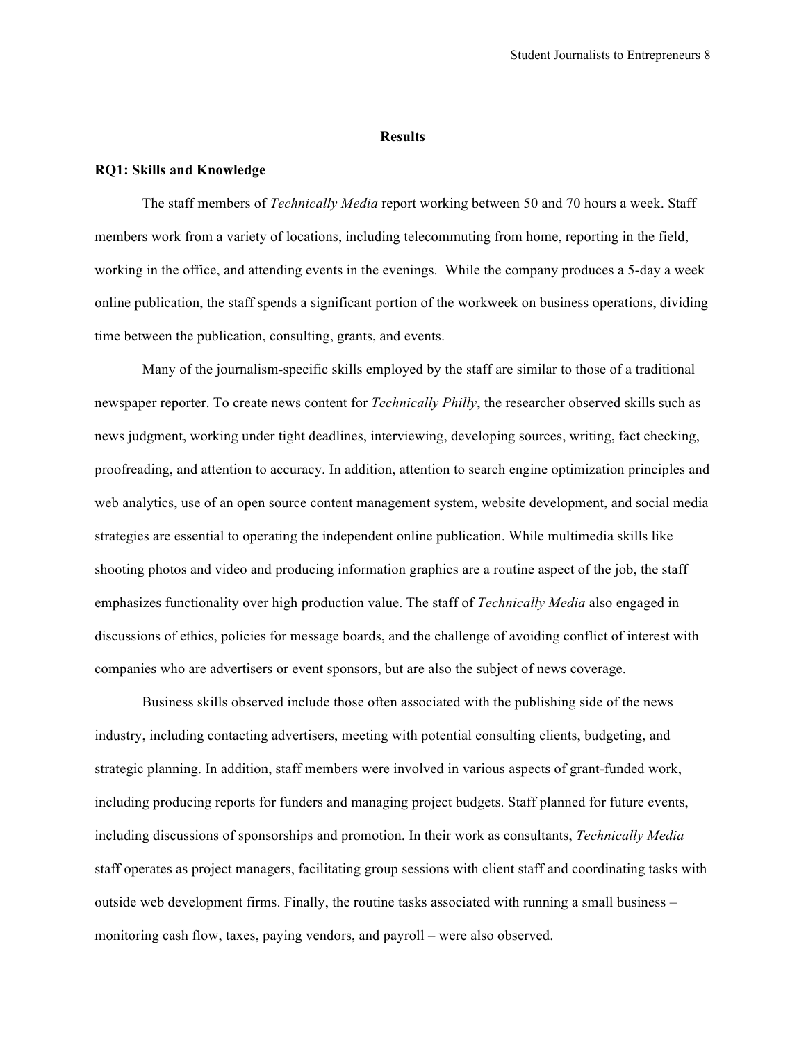## Results

### RQ1: Skills and Knowledge

The staff members of *Technically Media* report working between 50 and 70 hours a week. Staff members work from a variety of locations, including telecommuting from home, reporting in the field, working in the office, and attending events in the evenings. While the company produces a 5-day a week online publication, the staff spends a significant portion of the workweek on business operations, dividing time between the publication, consulting, grants, and events.

Many of the journalism-specific skills employed by the staff are similar to those of a traditional newspaper reporter. To create news content for *Technically Philly*, the researcher observed skills such as news judgment, working under tight deadlines, interviewing, developing sources, writing, fact checking, proofreading, and attention to accuracy. In addition, attention to search engine optimization principles and web analytics, use of an open source content management system, website development, and social media strategies are essential to operating the independent online publication. While multimedia skills like shooting photos and video and producing information graphics are a routine aspect of the job, the staff emphasizes functionality over high production value. The staff of *Technically Media* also engaged in discussions of ethics, policies for message boards, and the challenge of avoiding conflict of interest with companies who are advertisers or event sponsors, but are also the subject of news coverage.

Business skills observed include those often associated with the publishing side of the news industry, including contacting advertisers, meeting with potential consulting clients, budgeting, and strategic planning. In addition, staff members were involved in various aspects of grant-funded work, including producing reports for funders and managing project budgets. Staff planned for future events, including discussions of sponsorships and promotion. In their work as consultants, *Technically Media* staff operates as project managers, facilitating group sessions with client staff and coordinating tasks with outside web development firms. Finally, the routine tasks associated with running a small business – monitoring cash flow, taxes, paying vendors, and payroll – were also observed.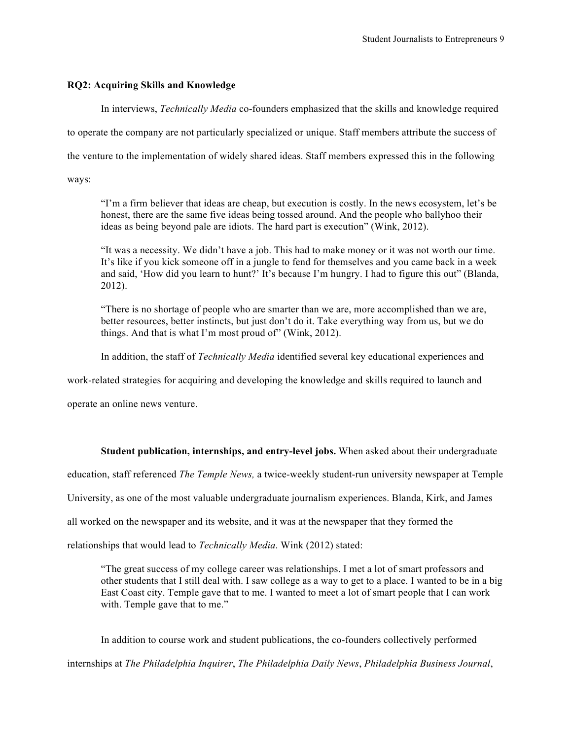**RQ2: Acquiring Skills and Knowledge**

In interviews, *Technically Media* co-founders emphasized that the skills and knowledge required to operate the company are not particularly specialized or unique. Staff members attribute the success of the venture to the implementation of widely shared ideas. Staff members expressed this in the following ways:

> "I'm a firm believer that ideas are cheap, but execution is costly. In the news ecosystem, let's be honest, there are the same five ideas being tossed around. And the people who ballyhoo their ideas as being beyond pale are idiots. The hard part is execution" (Wink, 2012).

> "It was a necessity. We didn't have a job. This had to make money or it was not worth our time. It's like if you kick someone off in a jungle to fend for themselves and you came back in a week and said, 'How did you learn to hunt?' It's because I'm hungry. I had to figure this out" (Blanda, 2012).

> "There is no shortage of people who are smarter than we are, more accomplished than we are, better resources, better instincts, but just don't do it. Take everything way from us, but we do things. And that is what I'm most proud of" (Wink, 2012).

In addition, the staff of *Technically Media* identified several key educational experiences and work-related strategies for acquiring and developing the knowledge and skills required to launch and operate an online news venture.

**Student publication, internships, and entry-level jobs.** When asked about their undergraduate education, staff referenced *The Temple News,* a twice-weekly student-run university newspaper at Temple University, as one of the most valuable undergraduate journalism experiences. Blanda, Kirk, and James all worked on the newspaper and its website, and it was at the newspaper that they formed the relationships that would lead to *Technically Media*. Wink (2012) stated:

> "The great success of my college career was relationships. I met a lot of smart professors and other students that I still deal with. I saw college as a way to get to a place. I wanted to be in a big East Coast city. Temple gave that to me. I wanted to meet a lot of smart people that I can work with. Temple gave that to me."

In addition to course work and student publications, the co-founders collectively performed internships at *The Philadelphia Inquirer*, *The Philadelphia Daily News*, *Philadelphia Business Journal*,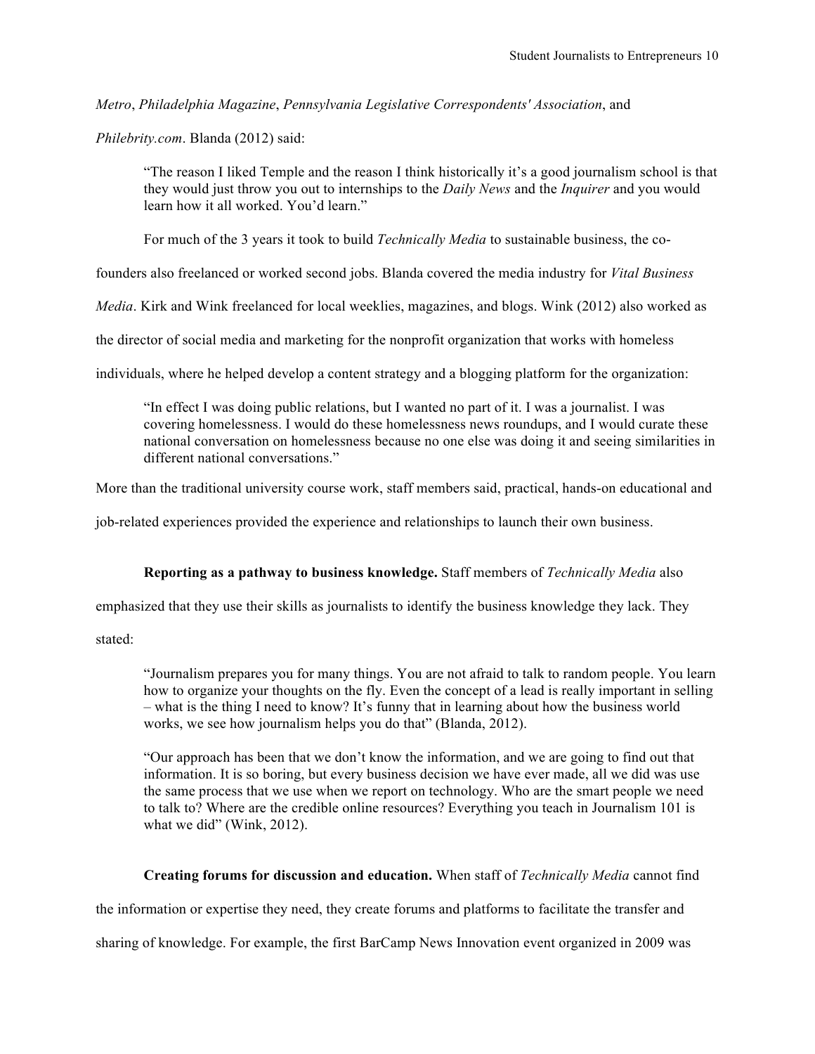*Metro*, *Philadelphia Magazine*, *Pennsylvania Legislative Correspondents' Association*, and *Philebrity.com*. Blanda (2012) said:

> "The reason I liked Temple and the reason I think historically it's a good journalism school is that they would just throw you out to internships to the *Daily News* and the *Inquirer* and you would learn how it all worked. You'd learn."

For much of the 3 years it took to build *Technically Media* to sustainable business, the co-founders also freelanced or worked second jobs. Blanda covered the media industry for *Vital Business Media*. Kirk and Wink freelanced for local weeklies, magazines, and blogs. Wink (2012) also worked as the director of social media and marketing for the nonprofit organization that works with homeless individuals, where he helped develop a content strategy and a blogging platform for the organization:

> "In effect I was doing public relations, but I wanted no part of it. I was a journalist. I was covering homelessness. I would do these homelessness news roundups, and I would curate these national conversation on homelessness because no one else was doing it and seeing similarities in different national conversations."

More than the traditional university course work, staff members said, practical, hands-on educational and job-related experiences provided the experience and relationships to launch their own business.

**Reporting as a pathway to business knowledge.** Staff members of *Technically Media* also emphasized that they use their skills as journalists to identify the business knowledge they lack. They stated:

> "Journalism prepares you for many things. You are not afraid to talk to random people. You learn how to organize your thoughts on the fly. Even the concept of a lead is really important in selling – what is the thing I need to know? It's funny that in learning about how the business world works, we see how journalism helps you do that" (Blanda, 2012).

> "Our approach has been that we don't know the information, and we are going to find out that information. It is so boring, but every business decision we have ever made, all we did was use the same process that we use when we report on technology. Who are the smart people we need to talk to? Where are the credible online resources? Everything you teach in Journalism 101 is what we did" (Wink, 2012).

**Creating forums for discussion and education.** When staff of *Technically Media* cannot find the information or expertise they need, they create forums and platforms to facilitate the transfer and sharing of knowledge. For example, the first BarCamp News Innovation event organized in 2009 was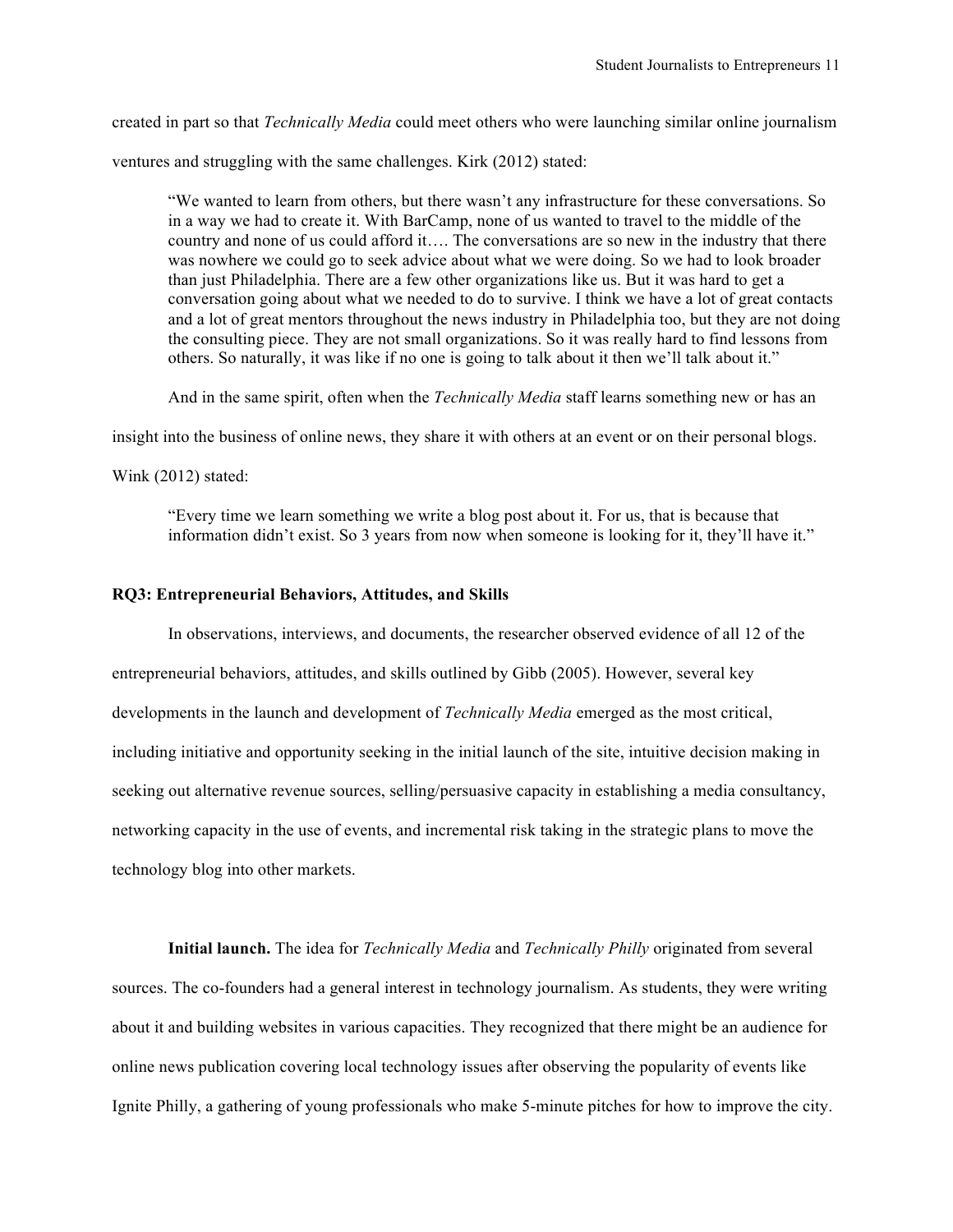created in part so that *Technically Media* could meet others who were launching similar online journalism ventures and struggling with the same challenges. Kirk (2012) stated:

> "We wanted to learn from others, but there wasn't any infrastructure for these conversations. So in a way we had to create it. With BarCamp, none of us wanted to travel to the middle of the country and none of us could afford it…. The conversations are so new in the industry that there was nowhere we could go to seek advice about what we were doing. So we had to look broader than just Philadelphia. There are a few other organizations like us. But it was hard to get a conversation going about what we needed to do to survive. I think we have a lot of great contacts and a lot of great mentors throughout the news industry in Philadelphia too, but they are not doing the consulting piece. They are not small organizations. So it was really hard to find lessons from others. So naturally, it was like if no one is going to talk about it then we'll talk about it."

And in the same spirit, often when the *Technically Media* staff learns something new or has an insight into the business of online news, they share it with others at an event or on their personal blogs. Wink (2012) stated:

> "Every time we learn something we write a blog post about it. For us, that is because that information didn't exist. So 3 years from now when someone is looking for it, they'll have it."

### RQ3: Entrepreneurial Behaviors, Attitudes, and Skills

In observations, interviews, and documents, the researcher observed evidence of all 12 of the entrepreneurial behaviors, attitudes, and skills outlined by Gibb (2005). However, several key developments in the launch and development of *Technically Media* emerged as the most critical, including initiative and opportunity seeking in the initial launch of the site, intuitive decision making in seeking out alternative revenue sources, selling/persuasive capacity in establishing a media consultancy, networking capacity in the use of events, and incremental risk taking in the strategic plans to move the technology blog into other markets.

**Initial launch.** The idea for *Technically Media* and *Technically Philly* originated from several sources. The co-founders had a general interest in technology journalism. As students, they were writing about it and building websites in various capacities. They recognized that there might be an audience for online news publication covering local technology issues after observing the popularity of events like Ignite Philly, a gathering of young professionals who make 5-minute pitches for how to improve the city.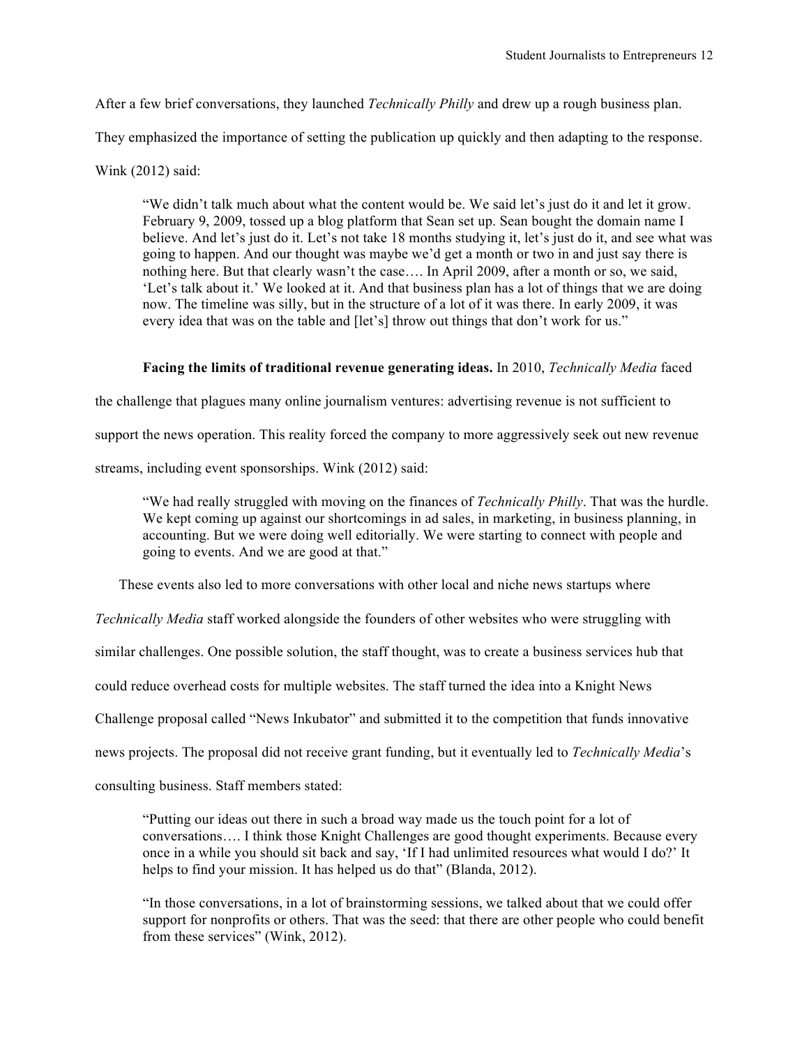After a few brief conversations, they launched *Technically Philly* and drew up a rough business plan. They emphasized the importance of setting the publication up quickly and then adapting to the response. Wink (2012) said:

> "We didn't talk much about what the content would be. We said let's just do it and let it grow. February 9, 2009, tossed up a blog platform that Sean set up. Sean bought the domain name I believe. And let's just do it. Let's not take 18 months studying it, let's just do it, and see what was going to happen. And our thought was maybe we'd get a month or two in and just say there is nothing here. But that clearly wasn't the case…. In April 2009, after a month or so, we said, 'Let's talk about it.' We looked at it. And that business plan has a lot of things that we are doing now. The timeline was silly, but in the structure of a lot of it was there. In early 2009, it was every idea that was on the table and [let's] throw out things that don't work for us."

**Facing the limits of traditional revenue generating ideas.** In 2010, *Technically Media* faced the challenge that plagues many online journalism ventures: advertising revenue is not sufficient to support the news operation. This reality forced the company to more aggressively seek out new revenue streams, including event sponsorships. Wink (2012) said:

> "We had really struggled with moving on the finances of *Technically Philly*. That was the hurdle. We kept coming up against our shortcomings in ad sales, in marketing, in business planning, in accounting. But we were doing well editorially. We were starting to connect with people and going to events. And we are good at that."

These events also led to more conversations with other local and niche news startups where *Technically Media* staff worked alongside the founders of other websites who were struggling with similar challenges. One possible solution, the staff thought, was to create a business services hub that could reduce overhead costs for multiple websites. The staff turned the idea into a Knight News Challenge proposal called "News Inkubator" and submitted it to the competition that funds innovative news projects. The proposal did not receive grant funding, but it eventually led to *Technically Media*'s consulting business. Staff members stated:

> "Putting our ideas out there in such a broad way made us the touch point for a lot of conversations…. I think those Knight Challenges are good thought experiments. Because every once in a while you should sit back and say, 'If I had unlimited resources what would I do?' It helps to find your mission. It has helped us do that" (Blanda, 2012).

> "In those conversations, in a lot of brainstorming sessions, we talked about that we could offer support for nonprofits or others. That was the seed: that there are other people who could benefit from these services" (Wink, 2012).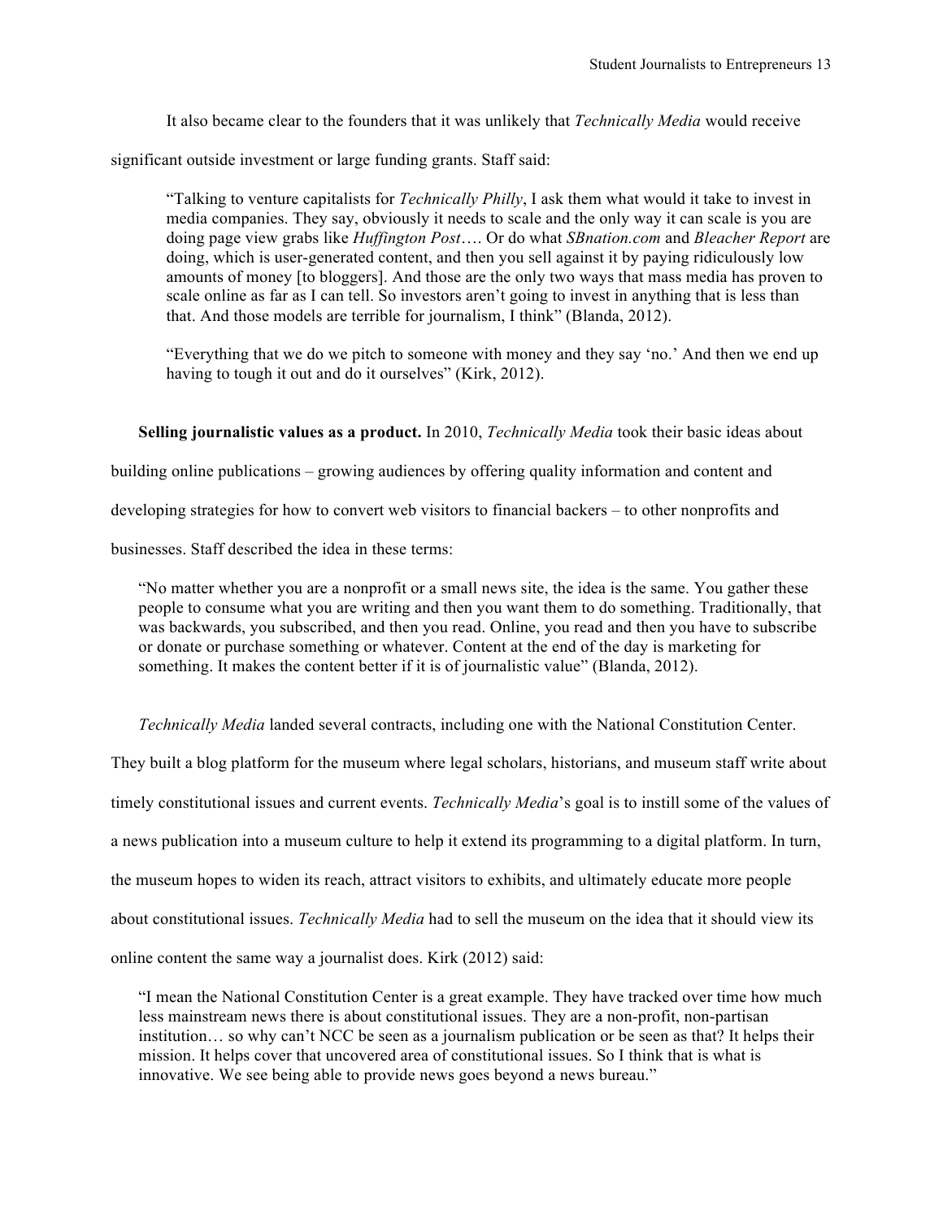It also became clear to the founders that it was unlikely that *Technically Media* would receive significant outside investment or large funding grants. Staff said:

> "Talking to venture capitalists for *Technically Philly*, I ask them what would it take to invest in media companies. They say, obviously it needs to scale and the only way it can scale is you are doing page view grabs like *Huffington Post*…. Or do what *SBnation.com* and *Bleacher Report* are doing, which is user-generated content, and then you sell against it by paying ridiculously low amounts of money [to bloggers]. And those are the only two ways that mass media has proven to scale online as far as I can tell. So investors aren't going to invest in anything that is less than that. And those models are terrible for journalism, I think" (Blanda, 2012).

> "Everything that we do we pitch to someone with money and they say 'no.' And then we end up having to tough it out and do it ourselves" (Kirk, 2012).

**Selling journalistic values as a product.** In 2010, *Technically Media* took their basic ideas about building online publications – growing audiences by offering quality information and content and developing strategies for how to convert web visitors to financial backers – to other nonprofits and businesses. Staff described the idea in these terms:

> "No matter whether you are a nonprofit or a small news site, the idea is the same. You gather these people to consume what you are writing and then you want them to do something. Traditionally, that was backwards, you subscribed, and then you read. Online, you read and then you have to subscribe or donate or purchase something or whatever. Content at the end of the day is marketing for something. It makes the content better if it is of journalistic value" (Blanda, 2012).

*Technically Media* landed several contracts, including one with the National Constitution Center. They built a blog platform for the museum where legal scholars, historians, and museum staff write about timely constitutional issues and current events. *Technically Media*'s goal is to instill some of the values of a news publication into a museum culture to help it extend its programming to a digital platform. In turn, the museum hopes to widen its reach, attract visitors to exhibits, and ultimately educate more people about constitutional issues. *Technically Media* had to sell the museum on the idea that it should view its online content the same way a journalist does. Kirk (2012) said:

> "I mean the National Constitution Center is a great example. They have tracked over time how much less mainstream news there is about constitutional issues. They are a non-profit, non-partisan institution… so why can't NCC be seen as a journalism publication or be seen as that? It helps their mission. It helps cover that uncovered area of constitutional issues. So I think that is what is innovative. We see being able to provide news goes beyond a news bureau."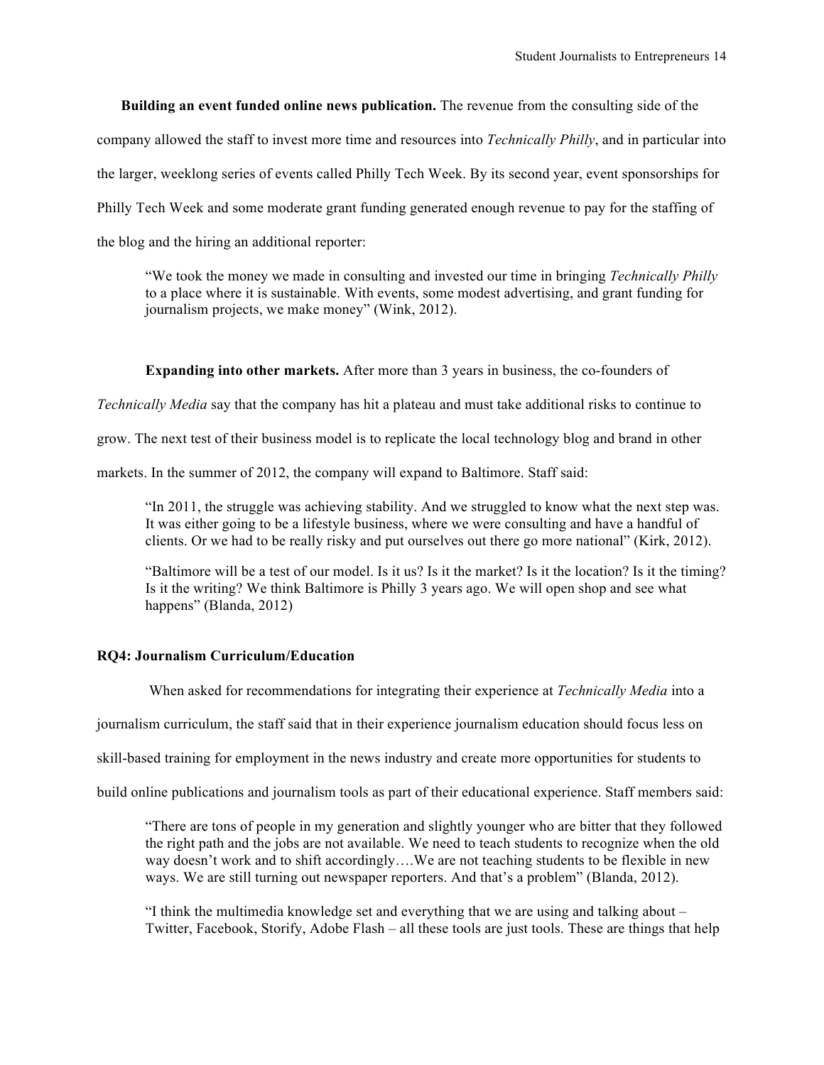**Building an event funded online news publication.** The revenue from the consulting side of the company allowed the staff to invest more time and resources into *Technically Philly*, and in particular into the larger, weeklong series of events called Philly Tech Week. By its second year, event sponsorships for Philly Tech Week and some moderate grant funding generated enough revenue to pay for the staffing of the blog and the hiring an additional reporter:

> "We took the money we made in consulting and invested our time in bringing *Technically Philly* to a place where it is sustainable. With events, some modest advertising, and grant funding for journalism projects, we make money" (Wink, 2012).

**Expanding into other markets.** After more than 3 years in business, the co-founders of *Technically Media* say that the company has hit a plateau and must take additional risks to continue to grow. The next test of their business model is to replicate the local technology blog and brand in other markets. In the summer of 2012, the company will expand to Baltimore. Staff said:

> "In 2011, the struggle was achieving stability. And we struggled to know what the next step was. It was either going to be a lifestyle business, where we were consulting and have a handful of clients. Or we had to be really risky and put ourselves out there go more national" (Kirk, 2012).

> "Baltimore will be a test of our model. Is it us? Is it the market? Is it the location? Is it the timing? Is it the writing? We think Baltimore is Philly 3 years ago. We will open shop and see what happens" (Blanda, 2012)

**RQ4: Journalism Curriculum/Education**

When asked for recommendations for integrating their experience at *Technically Media* into a journalism curriculum, the staff said that in their experience journalism education should focus less on skill-based training for employment in the news industry and create more opportunities for students to build online publications and journalism tools as part of their educational experience. Staff members said:

> "There are tons of people in my generation and slightly younger who are bitter that they followed the right path and the jobs are not available. We need to teach students to recognize when the old way doesn't work and to shift accordingly….We are not teaching students to be flexible in new ways. We are still turning out newspaper reporters. And that's a problem" (Blanda, 2012).

> "I think the multimedia knowledge set and everything that we are using and talking about – Twitter, Facebook, Storify, Adobe Flash – all these tools are just tools. These are things that help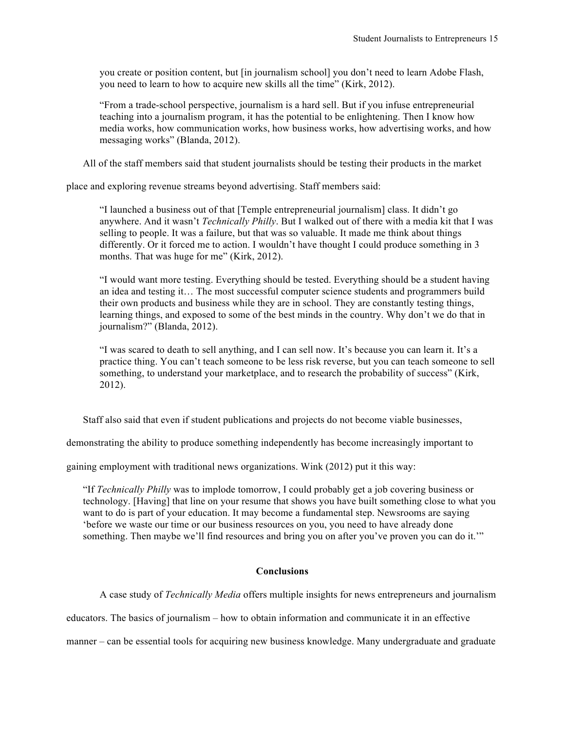> you create or position content, but [in journalism school] you don't need to learn Adobe Flash, you need to learn to how to acquire new skills all the time" (Kirk, 2012).

> "From a trade-school perspective, journalism is a hard sell. But if you infuse entrepreneurial teaching into a journalism program, it has the potential to be enlightening. Then I know how media works, how communication works, how business works, how advertising works, and how messaging works" (Blanda, 2012).

All of the staff members said that student journalists should be testing their products in the market place and exploring revenue streams beyond advertising. Staff members said:

> "I launched a business out of that [Temple entrepreneurial journalism] class. It didn't go anywhere. And it wasn't *Technically Philly*. But I walked out of there with a media kit that I was selling to people. It was a failure, but that was so valuable. It made me think about things differently. Or it forced me to action. I wouldn't have thought I could produce something in 3 months. That was huge for me" (Kirk, 2012).

> "I would want more testing. Everything should be tested. Everything should be a student having an idea and testing it… The most successful computer science students and programmers build their own products and business while they are in school. They are constantly testing things, learning things, and exposed to some of the best minds in the country. Why don't we do that in journalism?" (Blanda, 2012).

> "I was scared to death to sell anything, and I can sell now. It's because you can learn it. It's a practice thing. You can't teach someone to be less risk reverse, but you can teach someone to sell something, to understand your marketplace, and to research the probability of success" (Kirk, 2012).

Staff also said that even if student publications and projects do not become viable businesses, demonstrating the ability to produce something independently has become increasingly important to gaining employment with traditional news organizations. Wink (2012) put it this way:

> "If *Technically Philly* was to implode tomorrow, I could probably get a job covering business or technology. [Having] that line on your resume that shows you have built something close to what you want to do is part of your education. It may become a fundamental step. Newsrooms are saying 'before we waste our time or our business resources on you, you need to have already done something. Then maybe we'll find resources and bring you on after you've proven you can do it.'"

## Conclusions

A case study of *Technically Media* offers multiple insights for news entrepreneurs and journalism educators. The basics of journalism – how to obtain information and communicate it in an effective manner – can be essential tools for acquiring new business knowledge. Many undergraduate and graduate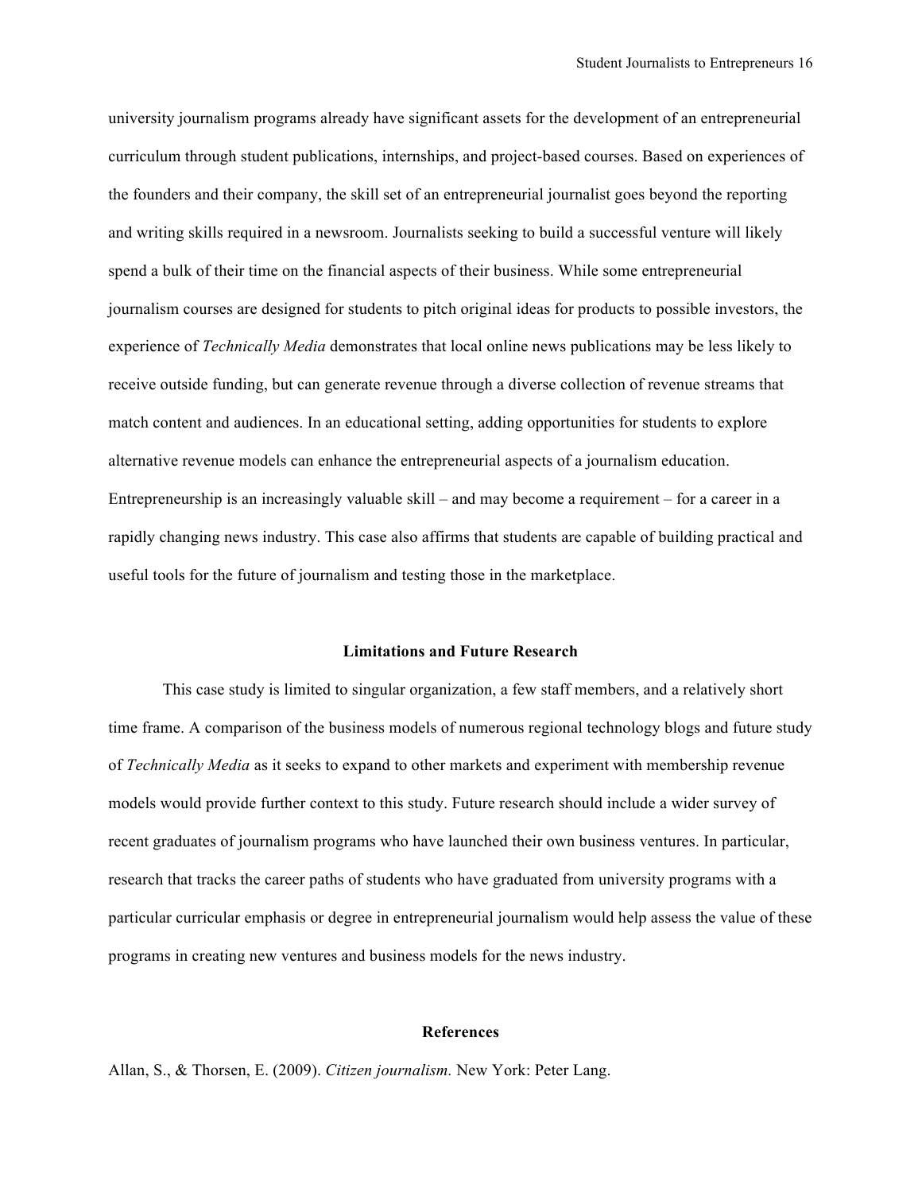university journalism programs already have significant assets for the development of an entrepreneurial curriculum through student publications, internships, and project-based courses. Based on experiences of the founders and their company, the skill set of an entrepreneurial journalist goes beyond the reporting and writing skills required in a newsroom. Journalists seeking to build a successful venture will likely spend a bulk of their time on the financial aspects of their business. While some entrepreneurial journalism courses are designed for students to pitch original ideas for products to possible investors, the experience of *Technically Media* demonstrates that local online news publications may be less likely to receive outside funding, but can generate revenue through a diverse collection of revenue streams that match content and audiences. In an educational setting, adding opportunities for students to explore alternative revenue models can enhance the entrepreneurial aspects of a journalism education. Entrepreneurship is an increasingly valuable skill – and may become a requirement – for a career in a rapidly changing news industry. This case also affirms that students are capable of building practical and useful tools for the future of journalism and testing those in the marketplace.

## Limitations and Future Research

This case study is limited to singular organization, a few staff members, and a relatively short time frame. A comparison of the business models of numerous regional technology blogs and future study of *Technically Media* as it seeks to expand to other markets and experiment with membership revenue models would provide further context to this study. Future research should include a wider survey of recent graduates of journalism programs who have launched their own business ventures. In particular, research that tracks the career paths of students who have graduated from university programs with a particular curricular emphasis or degree in entrepreneurial journalism would help assess the value of these programs in creating new ventures and business models for the news industry.

## References

Allan, S., & Thorsen, E. (2009). *Citizen journalism.* New York: Peter Lang.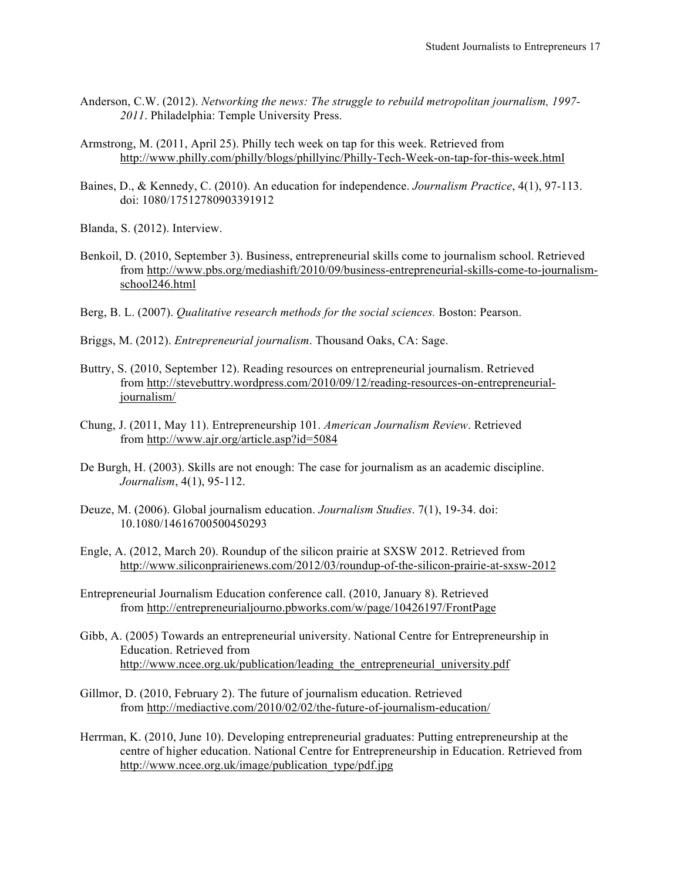Anderson, C.W. (2012). *Networking the news: The struggle to rebuild metropolitan journalism, 1997-2011*. Philadelphia: Temple University Press.

Armstrong, M. (2011, April 25). Philly tech week on tap for this week. Retrieved from http://www.philly.com/philly/blogs/phillyinc/Philly-Tech-Week-on-tap-for-this-week.html

Baines, D., & Kennedy, C. (2010). An education for independence. *Journalism Practice*, 4(1), 97-113. doi: 1080/17512780903391912

Blanda, S. (2012). Interview.

Benkoil, D. (2010, September 3). Business, entrepreneurial skills come to journalism school. Retrieved from http://www.pbs.org/mediashift/2010/09/business-entrepreneurial-skills-come-to-journalism-school246.html

Berg, B. L. (2007). *Qualitative research methods for the social sciences.* Boston: Pearson.

Briggs, M. (2012). *Entrepreneurial journalism*. Thousand Oaks, CA: Sage.

Buttry, S. (2010, September 12). Reading resources on entrepreneurial journalism. Retrieved from http://stevebuttry.wordpress.com/2010/09/12/reading-resources-on-entrepreneurial-journalism/

Chung, J. (2011, May 11). Entrepreneurship 101. *American Journalism Review*. Retrieved from http://www.ajr.org/article.asp?id=5084

De Burgh, H. (2003). Skills are not enough: The case for journalism as an academic discipline. *Journalism*, 4(1), 95-112.

Deuze, M. (2006). Global journalism education. *Journalism Studies*. 7(1), 19-34. doi: 10.1080/14616700500450293

Engle, A. (2012, March 20). Roundup of the silicon prairie at SXSW 2012. Retrieved from http://www.siliconprairienews.com/2012/03/roundup-of-the-silicon-prairie-at-sxsw-2012

Entrepreneurial Journalism Education conference call. (2010, January 8). Retrieved from http://entrepreneurialjourno.pbworks.com/w/page/10426197/FrontPage

Gibb, A. (2005) Towards an entrepreneurial university. National Centre for Entrepreneurship in Education. Retrieved from http://www.ncee.org.uk/publication/leading_the_entrepreneurial_university.pdf

Gillmor, D. (2010, February 2). The future of journalism education. Retrieved from http://mediactive.com/2010/02/02/the-future-of-journalism-education/

Herrman, K. (2010, June 10). Developing entrepreneurial graduates: Putting entrepreneurship at the centre of higher education. National Centre for Entrepreneurship in Education. Retrieved from http://www.ncee.org.uk/image/publication_type/pdf.jpg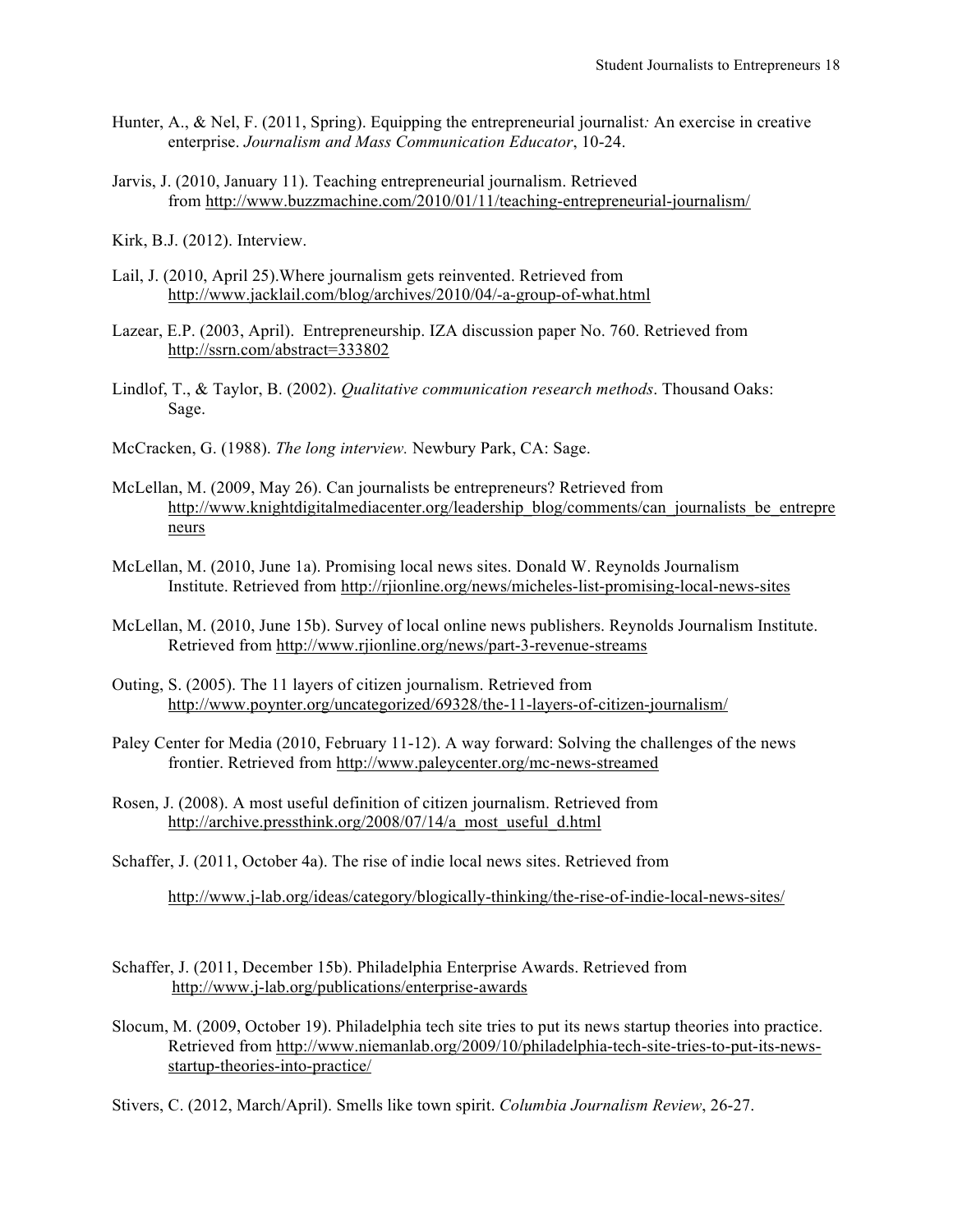Hunter, A., & Nel, F. (2011, Spring). Equipping the entrepreneurial journalist*:* An exercise in creative enterprise. *Journalism and Mass Communication Educator*, 10-24.

Jarvis, J. (2010, January 11). Teaching entrepreneurial journalism. Retrieved from http://www.buzzmachine.com/2010/01/11/teaching-entrepreneurial-journalism/

Kirk, B.J. (2012). Interview.

Lail, J. (2010, April 25).Where journalism gets reinvented. Retrieved from http://www.jacklail.com/blog/archives/2010/04/-a-group-of-what.html

Lazear, E.P. (2003, April). Entrepreneurship. IZA discussion paper No. 760. Retrieved from http://ssrn.com/abstract=333802

Lindlof, T., & Taylor, B. (2002). *Qualitative communication research methods*. Thousand Oaks: Sage.

McCracken, G. (1988). *The long interview.* Newbury Park, CA: Sage.

McLellan, M. (2009, May 26). Can journalists be entrepreneurs? Retrieved from http://www.knightdigitalmediacenter.org/leadership_blog/comments/can_journalists_be_entrepreneurs

McLellan, M. (2010, June 1a). Promising local news sites. Donald W. Reynolds Journalism Institute. Retrieved from http://rjionline.org/news/micheles-list-promising-local-news-sites

McLellan, M. (2010, June 15b). Survey of local online news publishers. Reynolds Journalism Institute. Retrieved from http://www.rjionline.org/news/part-3-revenue-streams

Outing, S. (2005). The 11 layers of citizen journalism. Retrieved from http://www.poynter.org/uncategorized/69328/the-11-layers-of-citizen-journalism/

Paley Center for Media (2010, February 11-12). A way forward: Solving the challenges of the news frontier. Retrieved from http://www.paleycenter.org/mc-news-streamed

Rosen, J. (2008). A most useful definition of citizen journalism. Retrieved from http://archive.pressthink.org/2008/07/14/a_most_useful_d.html

Schaffer, J. (2011, October 4a). The rise of indie local news sites. Retrieved from http://www.j-lab.org/ideas/category/blogically-thinking/the-rise-of-indie-local-news-sites/

Schaffer, J. (2011, December 15b). Philadelphia Enterprise Awards. Retrieved from http://www.j-lab.org/publications/enterprise-awards

Slocum, M. (2009, October 19). Philadelphia tech site tries to put its news startup theories into practice. Retrieved from http://www.niemanlab.org/2009/10/philadelphia-tech-site-tries-to-put-its-news-startup-theories-into-practice/

Stivers, C. (2012, March/April). Smells like town spirit. *Columbia Journalism Review*, 26-27.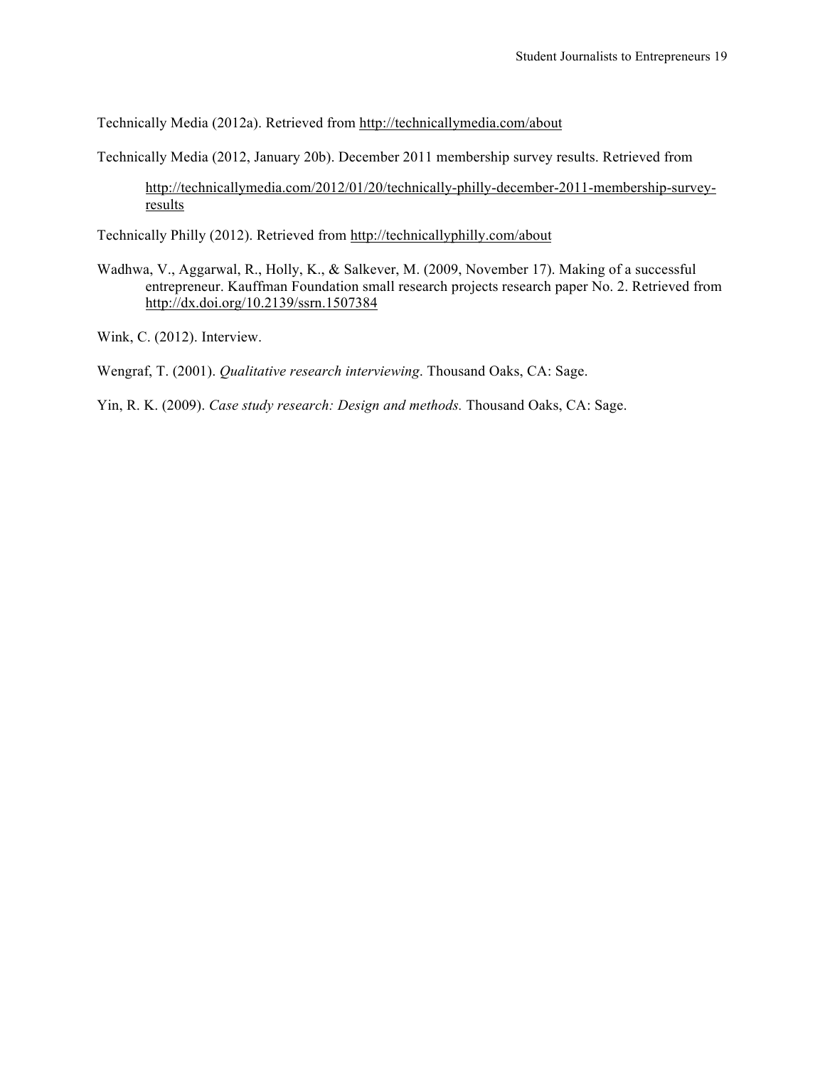Technically Media (2012a). Retrieved from http://technicallymedia.com/about

Technically Media (2012, January 20b). December 2011 membership survey results. Retrieved from http://technicallymedia.com/2012/01/20/technically-philly-december-2011-membership-survey-results

Technically Philly (2012). Retrieved from http://technicallyphilly.com/about

Wadhwa, V., Aggarwal, R., Holly, K., & Salkever, M. (2009, November 17). Making of a successful entrepreneur. Kauffman Foundation small research projects research paper No. 2. Retrieved from http://dx.doi.org/10.2139/ssrn.1507384

Wink, C. (2012). Interview.

Wengraf, T. (2001). *Qualitative research interviewing*. Thousand Oaks, CA: Sage.

Yin, R. K. (2009). *Case study research: Design and methods.* Thousand Oaks, CA: Sage.